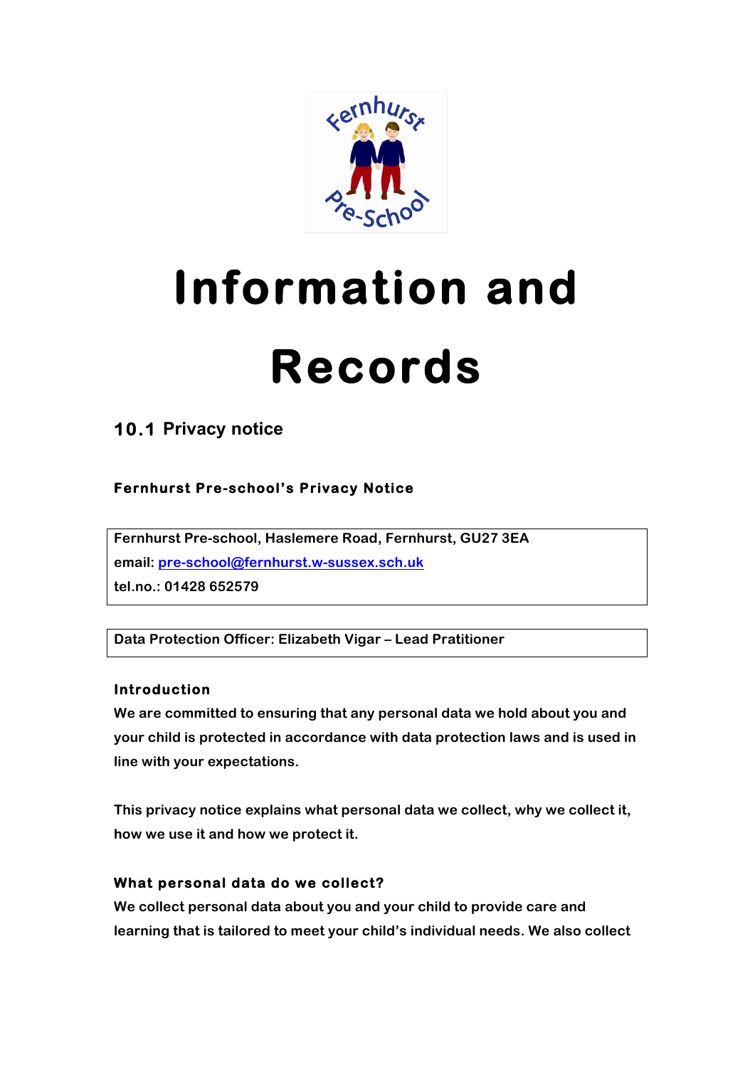# Information and Records

## 10.1 Privacy notice

**Fernhurst Pre-school's Privacy Notice**

**Fernhurst Pre-school, Haslemere Road, Fernhurst, GU27 3EA**
**email: pre-school@fernhurst.w-sussex.sch.uk**
**tel.no.: 01428 652579**

**Data Protection Officer: Elizabeth Vigar – Lead Pratitioner**

**Introduction**

We are committed to ensuring that any personal data we hold about you and your child is protected in accordance with data protection laws and is used in line with your expectations.

This privacy notice explains what personal data we collect, why we collect it, how we use it and how we protect it.

**What personal data do we collect?**

We collect personal data about you and your child to provide care and learning that is tailored to meet your child's individual needs. We also collect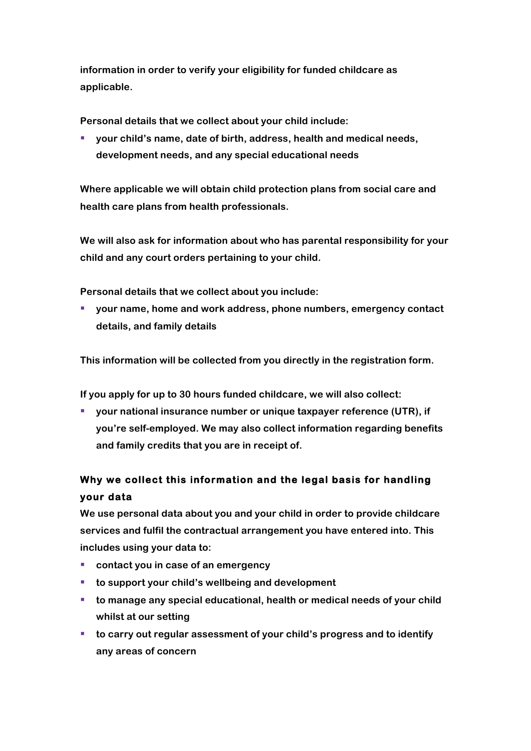information in order to verify your eligibility for funded childcare as applicable.

Personal details that we collect about your child include:

- your child's name, date of birth, address, health and medical needs, development needs, and any special educational needs

Where applicable we will obtain child protection plans from social care and health care plans from health professionals.

We will also ask for information about who has parental responsibility for your child and any court orders pertaining to your child.

Personal details that we collect about you include:

- your name, home and work address, phone numbers, emergency contact details, and family details

This information will be collected from you directly in the registration form.

If you apply for up to 30 hours funded childcare, we will also collect:

- your national insurance number or unique taxpayer reference (UTR), if you're self-employed. We may also collect information regarding benefits and family credits that you are in receipt of.

## Why we collect this information and the legal basis for handling your data

We use personal data about you and your child in order to provide childcare services and fulfil the contractual arrangement you have entered into. This includes using your data to:

- contact you in case of an emergency
- to support your child's wellbeing and development
- to manage any special educational, health or medical needs of your child whilst at our setting
- to carry out regular assessment of your child's progress and to identify any areas of concern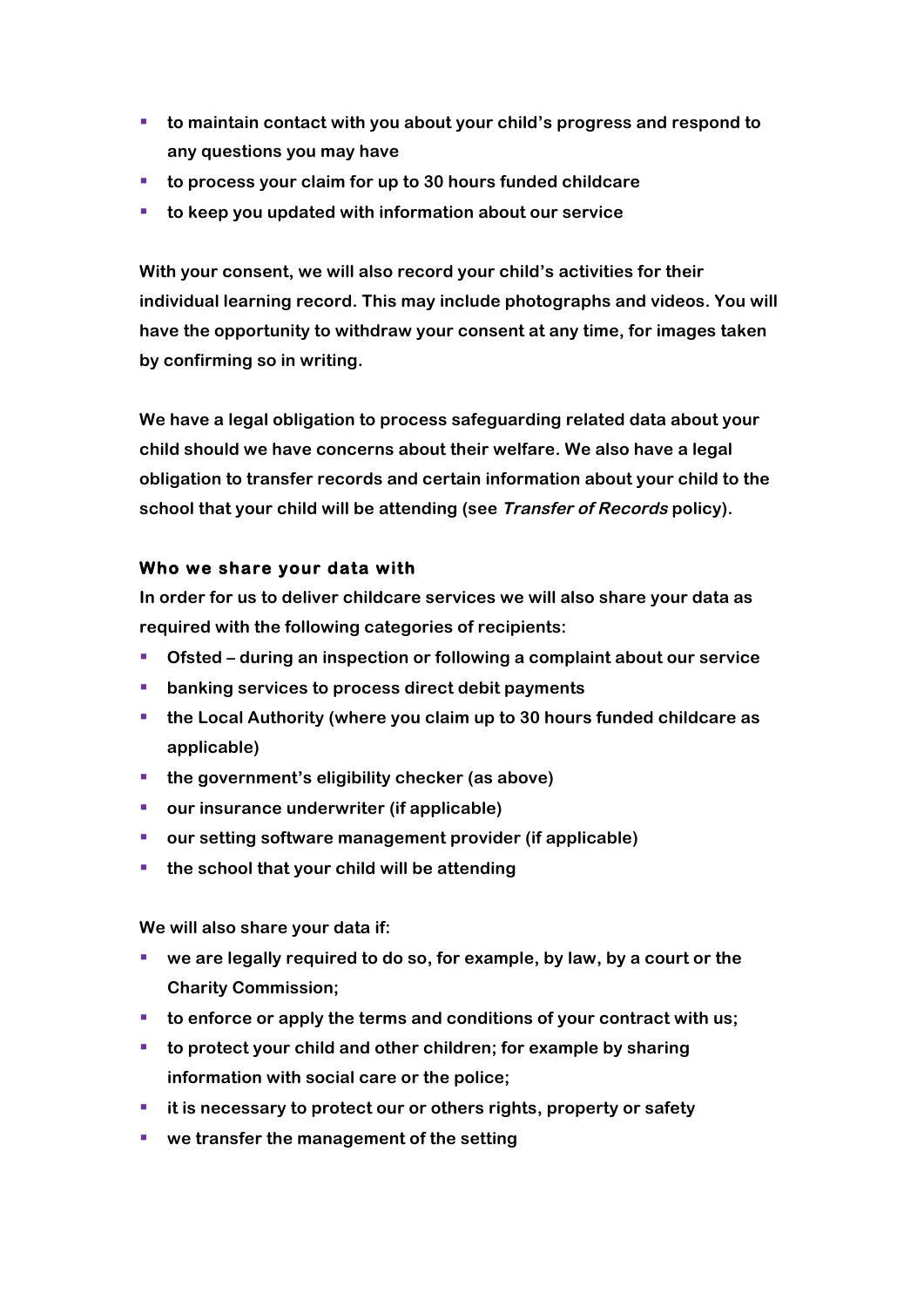- to maintain contact with you about your child's progress and respond to any questions you may have
- to process your claim for up to 30 hours funded childcare
- to keep you updated with information about our service

With your consent, we will also record your child's activities for their individual learning record. This may include photographs and videos. You will have the opportunity to withdraw your consent at any time, for images taken by confirming so in writing.

We have a legal obligation to process safeguarding related data about your child should we have concerns about their welfare. We also have a legal obligation to transfer records and certain information about your child to the school that your child will be attending (see ***Transfer of Records*** policy).

### Who we share your data with

In order for us to deliver childcare services we will also share your data as required with the following categories of recipients:

- Ofsted – during an inspection or following a complaint about our service
- banking services to process direct debit payments
- the Local Authority (where you claim up to 30 hours funded childcare as applicable)
- the government's eligibility checker (as above)
- our insurance underwriter (if applicable)
- our setting software management provider (if applicable)
- the school that your child will be attending

We will also share your data if:

- we are legally required to do so, for example, by law, by a court or the Charity Commission;
- to enforce or apply the terms and conditions of your contract with us;
- to protect your child and other children; for example by sharing information with social care or the police;
- it is necessary to protect our or others rights, property or safety
- we transfer the management of the setting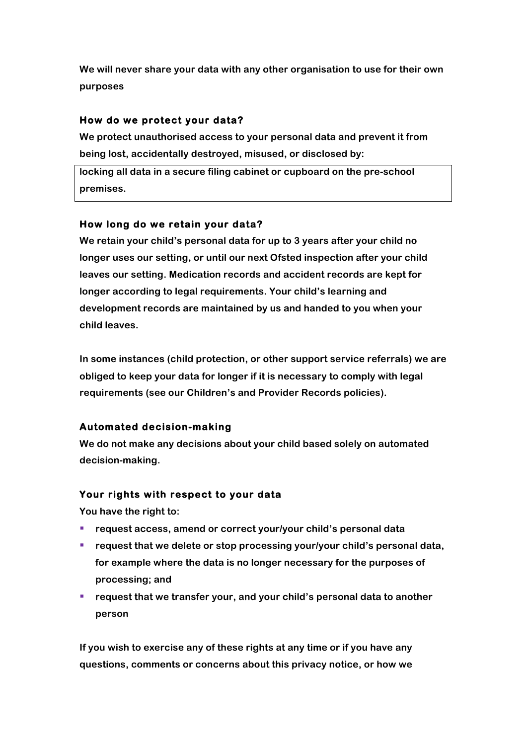**We will never share your data with any other organisation to use for their own purposes**

### How do we protect your data?

**We protect unauthorised access to your personal data and prevent it from being lost, accidentally destroyed, misused, or disclosed by:**

| locking all data in a secure filing cabinet or cupboard on the pre-school premises. |
| --- |

### How long do we retain your data?

**We retain your child's personal data for up to 3 years after your child no longer uses our setting, or until our next Ofsted inspection after your child leaves our setting. Medication records and accident records are kept for longer according to legal requirements. Your child's learning and development records are maintained by us and handed to you when your child leaves.**

**In some instances (child protection, or other support service referrals) we are obliged to keep your data for longer if it is necessary to comply with legal requirements (see our Children's and Provider Records policies).**

### Automated decision-making

**We do not make any decisions about your child based solely on automated decision-making.**

### Your rights with respect to your data

**You have the right to:**

- **request access, amend or correct your/your child's personal data**
- **request that we delete or stop processing your/your child's personal data, for example where the data is no longer necessary for the purposes of processing; and**
- **request that we transfer your, and your child's personal data to another person**

**If you wish to exercise any of these rights at any time or if you have any questions, comments or concerns about this privacy notice, or how we**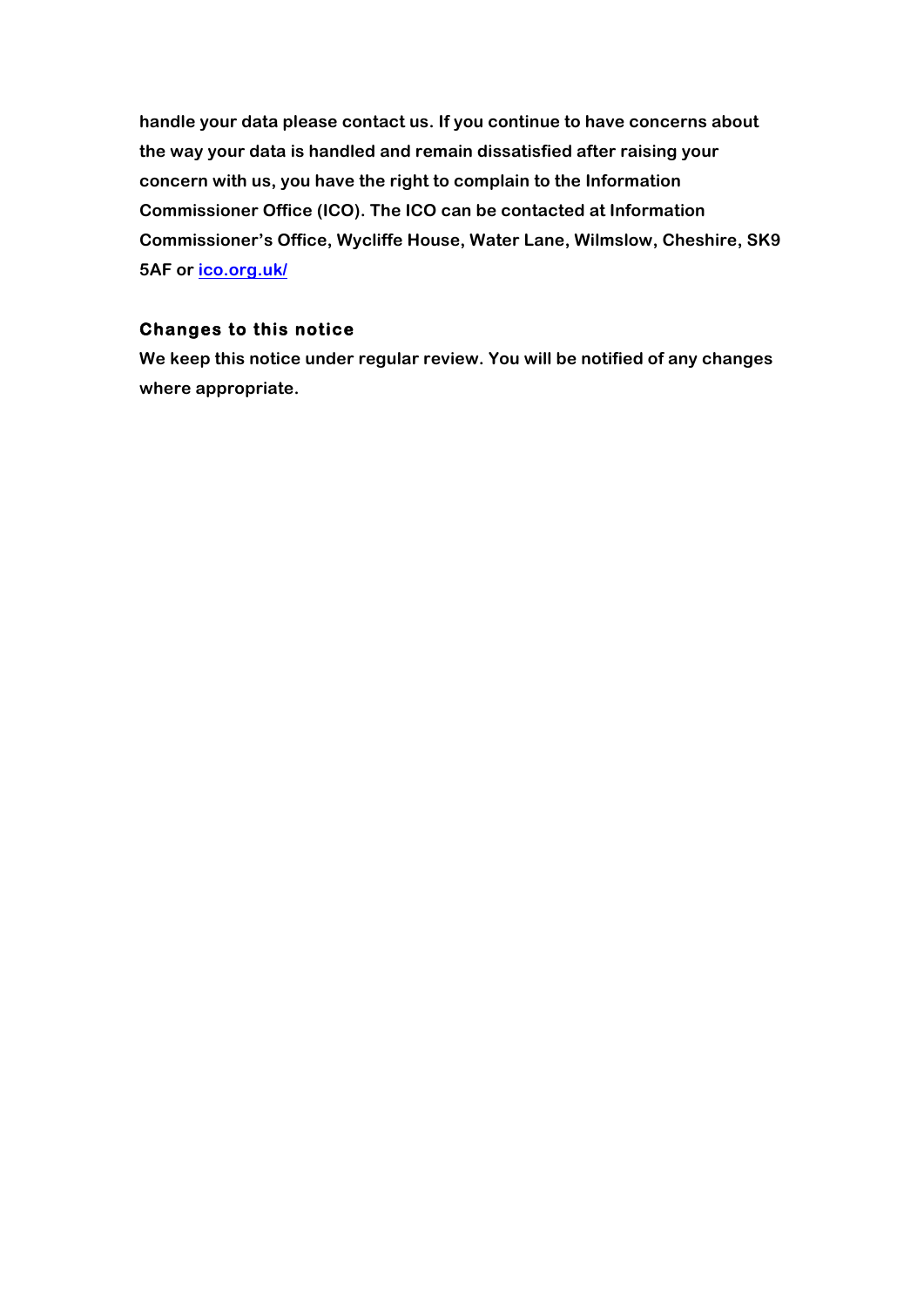**handle your data please contact us. If you continue to have concerns about the way your data is handled and remain dissatisfied after raising your concern with us, you have the right to complain to the Information Commissioner Office (ICO). The ICO can be contacted at Information Commissioner's Office, Wycliffe House, Water Lane, Wilmslow, Cheshire, SK9 5AF or [ico.org.uk/](ico.org.uk/)**

## Changes to this notice

**We keep this notice under regular review. You will be notified of any changes where appropriate.**